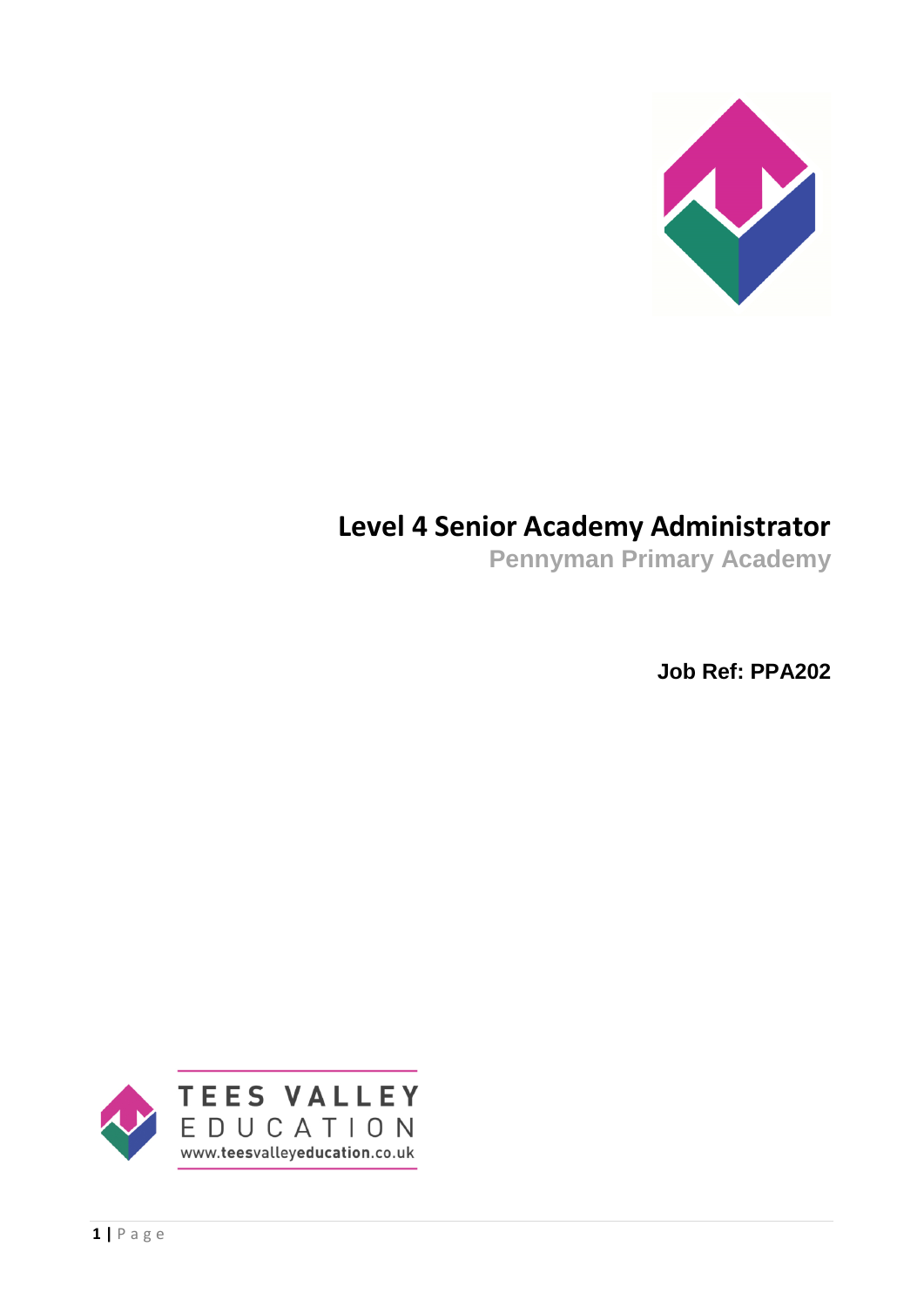# Level 4 Senior Academy Administrator

**Pennyman Primary Academy**

**Job Ref: PPA202**

TEES VALLEY EDUCATION

www.teesvalleyeducation.co.uk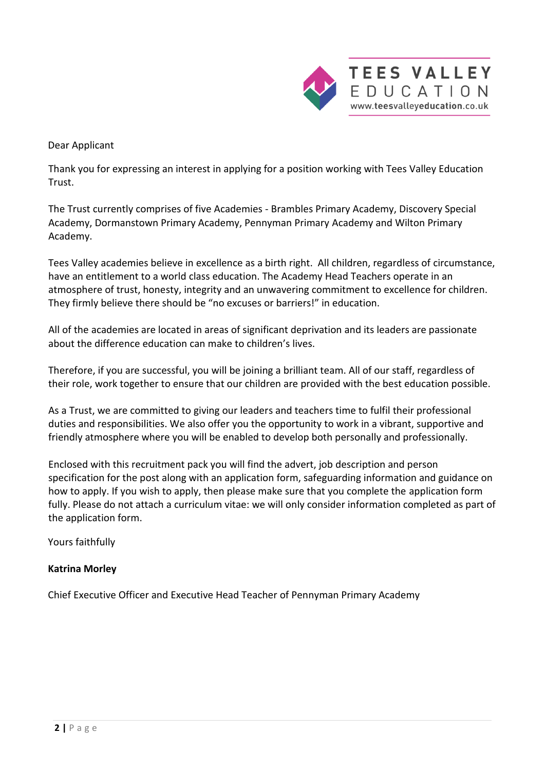Dear Applicant

Thank you for expressing an interest in applying for a position working with Tees Valley Education Trust.

The Trust currently comprises of five Academies - Brambles Primary Academy, Discovery Special Academy, Dormanstown Primary Academy, Pennyman Primary Academy and Wilton Primary Academy.

Tees Valley academies believe in excellence as a birth right. All children, regardless of circumstance, have an entitlement to a world class education. The Academy Head Teachers operate in an atmosphere of trust, honesty, integrity and an unwavering commitment to excellence for children. They firmly believe there should be “no excuses or barriers!” in education.

All of the academies are located in areas of significant deprivation and its leaders are passionate about the difference education can make to children’s lives.

Therefore, if you are successful, you will be joining a brilliant team. All of our staff, regardless of their role, work together to ensure that our children are provided with the best education possible.

As a Trust, we are committed to giving our leaders and teachers time to fulfil their professional duties and responsibilities. We also offer you the opportunity to work in a vibrant, supportive and friendly atmosphere where you will be enabled to develop both personally and professionally.

Enclosed with this recruitment pack you will find the advert, job description and person specification for the post along with an application form, safeguarding information and guidance on how to apply. If you wish to apply, then please make sure that you complete the application form fully. Please do not attach a curriculum vitae: we will only consider information completed as part of the application form.

Yours faithfully

**Katrina Morley**

Chief Executive Officer and Executive Head Teacher of Pennyman Primary Academy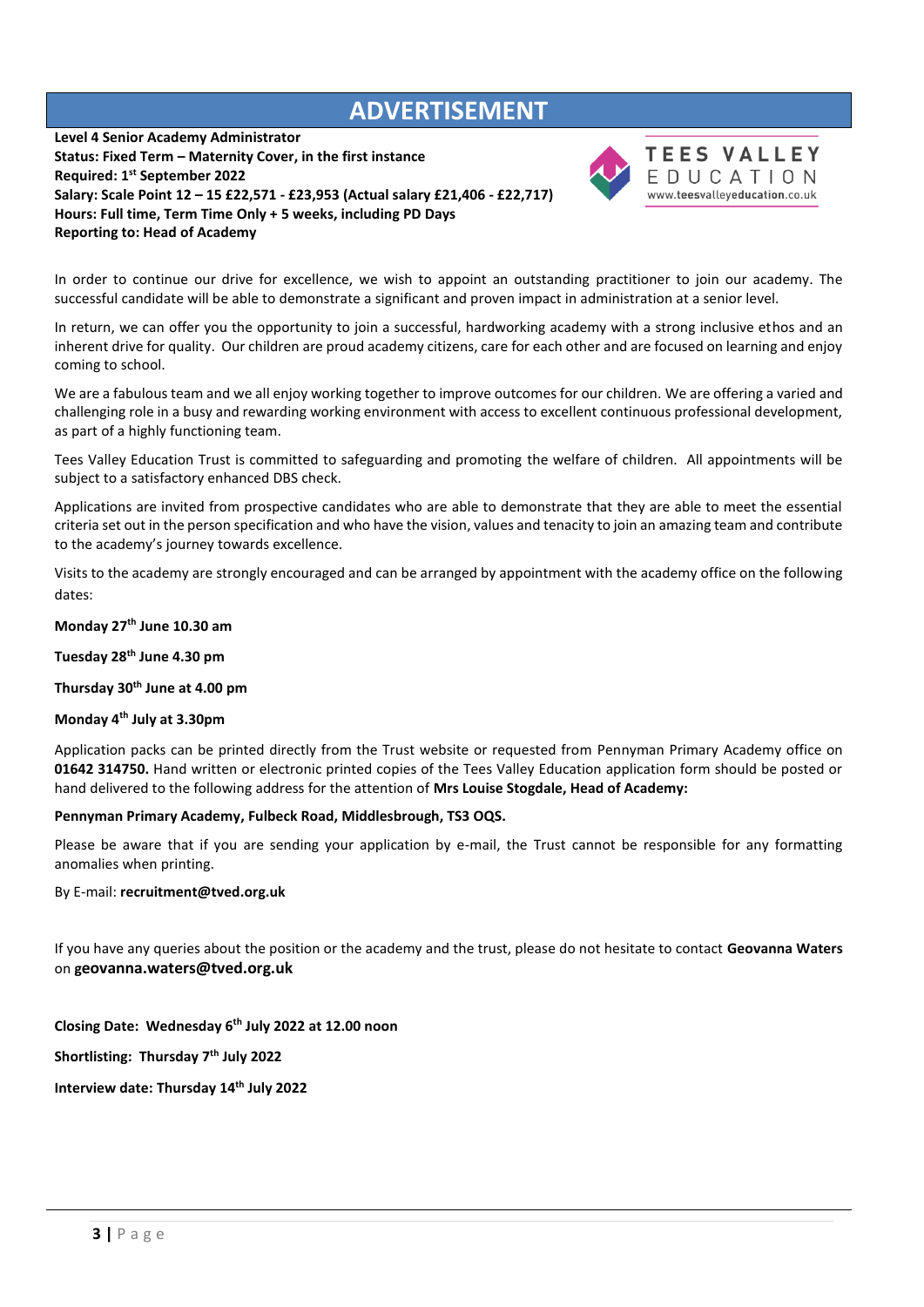# ADVERTISEMENT

**Level 4 Senior Academy Administrator**
**Status: Fixed Term – Maternity Cover, in the first instance**
**Required: 1st September 2022**
**Salary: Scale Point 12 – 15 £22,571 - £23,953 (Actual salary £21,406 - £22,717)**
**Hours: Full time, Term Time Only + 5 weeks, including PD Days**
**Reporting to: Head of Academy**

TEES VALLEY EDUCATION
www.teesvalleyeducation.co.uk

In order to continue our drive for excellence, we wish to appoint an outstanding practitioner to join our academy. The successful candidate will be able to demonstrate a significant and proven impact in administration at a senior level.

In return, we can offer you the opportunity to join a successful, hardworking academy with a strong inclusive ethos and an inherent drive for quality. Our children are proud academy citizens, care for each other and are focused on learning and enjoy coming to school.

We are a fabulous team and we all enjoy working together to improve outcomes for our children. We are offering a varied and challenging role in a busy and rewarding working environment with access to excellent continuous professional development, as part of a highly functioning team.

Tees Valley Education Trust is committed to safeguarding and promoting the welfare of children. All appointments will be subject to a satisfactory enhanced DBS check.

Applications are invited from prospective candidates who are able to demonstrate that they are able to meet the essential criteria set out in the person specification and who have the vision, values and tenacity to join an amazing team and contribute to the academy's journey towards excellence.

Visits to the academy are strongly encouraged and can be arranged by appointment with the academy office on the following dates:

**Monday 27th June 10.30 am**

**Tuesday 28th June 4.30 pm**

**Thursday 30th June at 4.00 pm**

**Monday 4th July at 3.30pm**

Application packs can be printed directly from the Trust website or requested from Pennyman Primary Academy office on **01642 314750.** Hand written or electronic printed copies of the Tees Valley Education application form should be posted or hand delivered to the following address for the attention of **Mrs Louise Stogdale, Head of Academy:**

**Pennyman Primary Academy, Fulbeck Road, Middlesbrough, TS3 OQS.**

Please be aware that if you are sending your application by e-mail, the Trust cannot be responsible for any formatting anomalies when printing.

By E-mail: **recruitment@tved.org.uk**

If you have any queries about the position or the academy and the trust, please do not hesitate to contact **Geovanna Waters** on **geovanna.waters@tved.org.uk**

**Closing Date: Wednesday 6th July 2022 at 12.00 noon**

**Shortlisting: Thursday 7th July 2022**

**Interview date: Thursday 14th July 2022**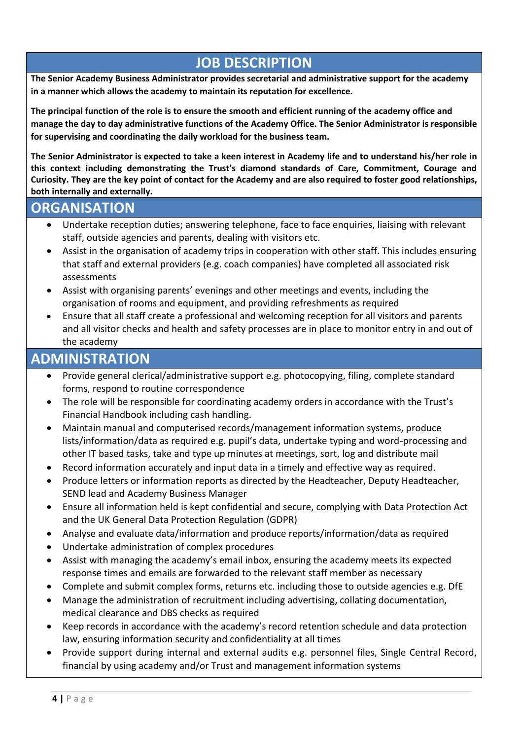## JOB DESCRIPTION

**The Senior Academy Business Administrator provides secretarial and administrative support for the academy in a manner which allows the academy to maintain its reputation for excellence.**

**The principal function of the role is to ensure the smooth and efficient running of the academy office and manage the day to day administrative functions of the Academy Office. The Senior Administrator is responsible for supervising and coordinating the daily workload for the business team.**

**The Senior Administrator is expected to take a keen interest in Academy life and to understand his/her role in this context including demonstrating the Trust's diamond standards of Care, Commitment, Courage and Curiosity. They are the key point of contact for the Academy and are also required to foster good relationships, both internally and externally.**

## ORGANISATION

- Undertake reception duties; answering telephone, face to face enquiries, liaising with relevant staff, outside agencies and parents, dealing with visitors etc.
- Assist in the organisation of academy trips in cooperation with other staff. This includes ensuring that staff and external providers (e.g. coach companies) have completed all associated risk assessments
- Assist with organising parents' evenings and other meetings and events, including the organisation of rooms and equipment, and providing refreshments as required
- Ensure that all staff create a professional and welcoming reception for all visitors and parents and all visitor checks and health and safety processes are in place to monitor entry in and out of the academy

## ADMINISTRATION

- Provide general clerical/administrative support e.g. photocopying, filing, complete standard forms, respond to routine correspondence
- The role will be responsible for coordinating academy orders in accordance with the Trust's Financial Handbook including cash handling.
- Maintain manual and computerised records/management information systems, produce lists/information/data as required e.g. pupil's data, undertake typing and word-processing and other IT based tasks, take and type up minutes at meetings, sort, log and distribute mail
- Record information accurately and input data in a timely and effective way as required.
- Produce letters or information reports as directed by the Headteacher, Deputy Headteacher, SEND lead and Academy Business Manager
- Ensure all information held is kept confidential and secure, complying with Data Protection Act and the UK General Data Protection Regulation (GDPR)
- Analyse and evaluate data/information and produce reports/information/data as required
- Undertake administration of complex procedures
- Assist with managing the academy's email inbox, ensuring the academy meets its expected response times and emails are forwarded to the relevant staff member as necessary
- Complete and submit complex forms, returns etc. including those to outside agencies e.g. DfE
- Manage the administration of recruitment including advertising, collating documentation, medical clearance and DBS checks as required
- Keep records in accordance with the academy's record retention schedule and data protection law, ensuring information security and confidentiality at all times
- Provide support during internal and external audits e.g. personnel files, Single Central Record, financial by using academy and/or Trust and management information systems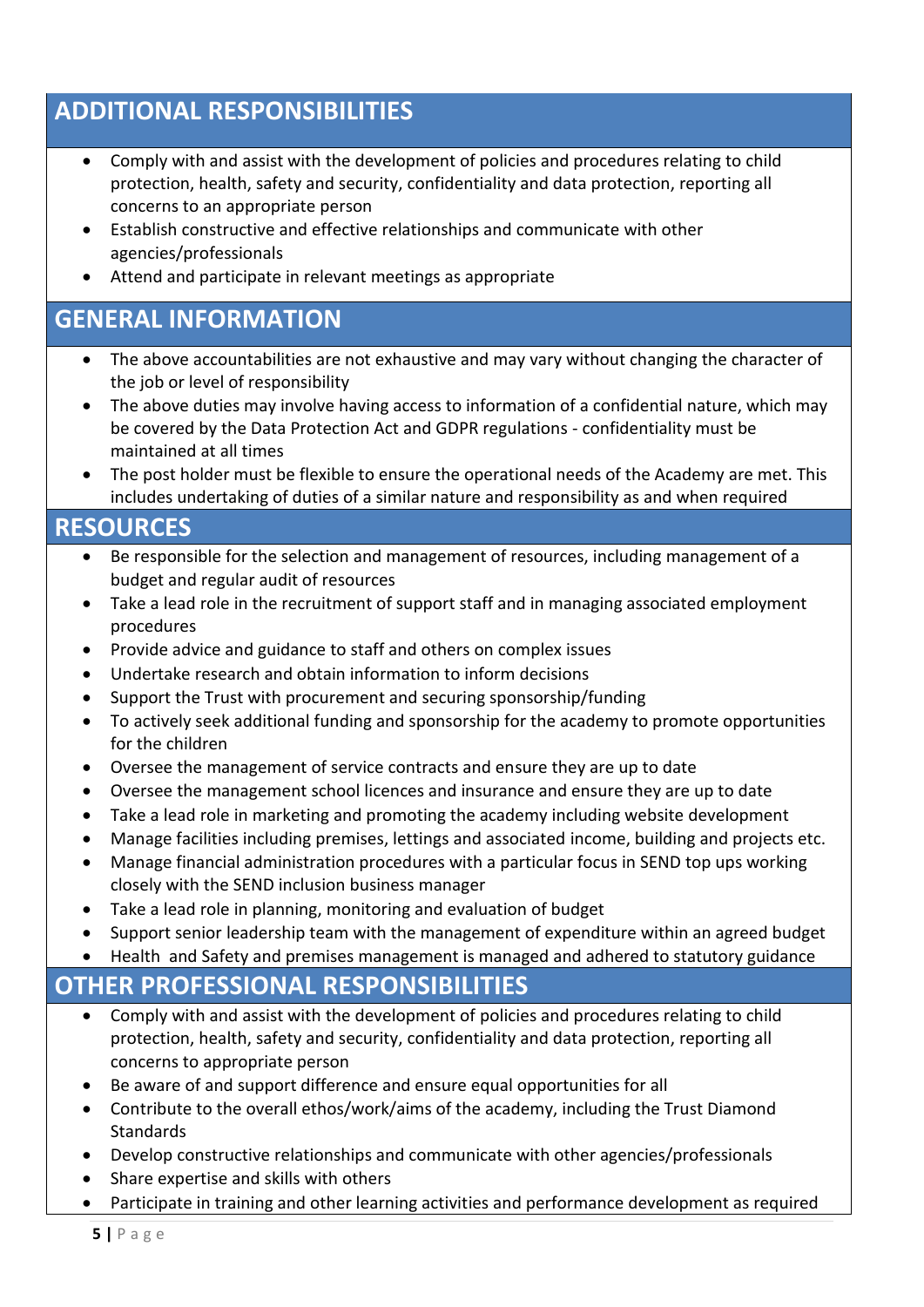## ADDITIONAL RESPONSIBILITIES

- Comply with and assist with the development of policies and procedures relating to child protection, health, safety and security, confidentiality and data protection, reporting all concerns to an appropriate person
- Establish constructive and effective relationships and communicate with other agencies/professionals
- Attend and participate in relevant meetings as appropriate

## GENERAL INFORMATION

- The above accountabilities are not exhaustive and may vary without changing the character of the job or level of responsibility
- The above duties may involve having access to information of a confidential nature, which may be covered by the Data Protection Act and GDPR regulations - confidentiality must be maintained at all times
- The post holder must be flexible to ensure the operational needs of the Academy are met. This includes undertaking of duties of a similar nature and responsibility as and when required

## RESOURCES

- Be responsible for the selection and management of resources, including management of a budget and regular audit of resources
- Take a lead role in the recruitment of support staff and in managing associated employment procedures
- Provide advice and guidance to staff and others on complex issues
- Undertake research and obtain information to inform decisions
- Support the Trust with procurement and securing sponsorship/funding
- To actively seek additional funding and sponsorship for the academy to promote opportunities for the children
- Oversee the management of service contracts and ensure they are up to date
- Oversee the management school licences and insurance and ensure they are up to date
- Take a lead role in marketing and promoting the academy including website development
- Manage facilities including premises, lettings and associated income, building and projects etc.
- Manage financial administration procedures with a particular focus in SEND top ups working closely with the SEND inclusion business manager
- Take a lead role in planning, monitoring and evaluation of budget
- Support senior leadership team with the management of expenditure within an agreed budget
- Health and Safety and premises management is managed and adhered to statutory guidance

## OTHER PROFESSIONAL RESPONSIBILITIES

- Comply with and assist with the development of policies and procedures relating to child protection, health, safety and security, confidentiality and data protection, reporting all concerns to appropriate person
- Be aware of and support difference and ensure equal opportunities for all
- Contribute to the overall ethos/work/aims of the academy, including the Trust Diamond Standards
- Develop constructive relationships and communicate with other agencies/professionals
- Share expertise and skills with others
- Participate in training and other learning activities and performance development as required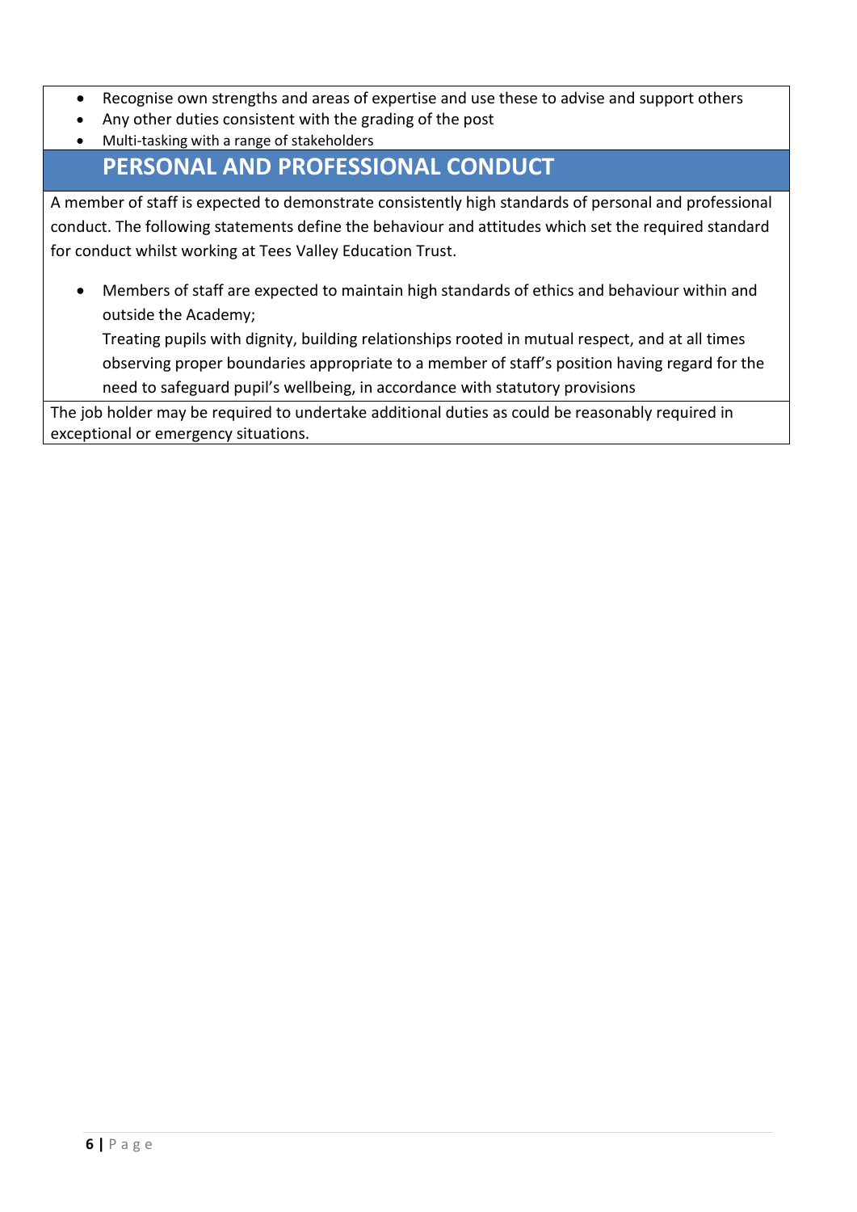- Recognise own strengths and areas of expertise and use these to advise and support others
- Any other duties consistent with the grading of the post
- Multi-tasking with a range of stakeholders

## PERSONAL AND PROFESSIONAL CONDUCT

A member of staff is expected to demonstrate consistently high standards of personal and professional conduct. The following statements define the behaviour and attitudes which set the required standard for conduct whilst working at Tees Valley Education Trust.

- Members of staff are expected to maintain high standards of ethics and behaviour within and outside the Academy;
  Treating pupils with dignity, building relationships rooted in mutual respect, and at all times observing proper boundaries appropriate to a member of staff's position having regard for the need to safeguard pupil's wellbeing, in accordance with statutory provisions

The job holder may be required to undertake additional duties as could be reasonably required in exceptional or emergency situations.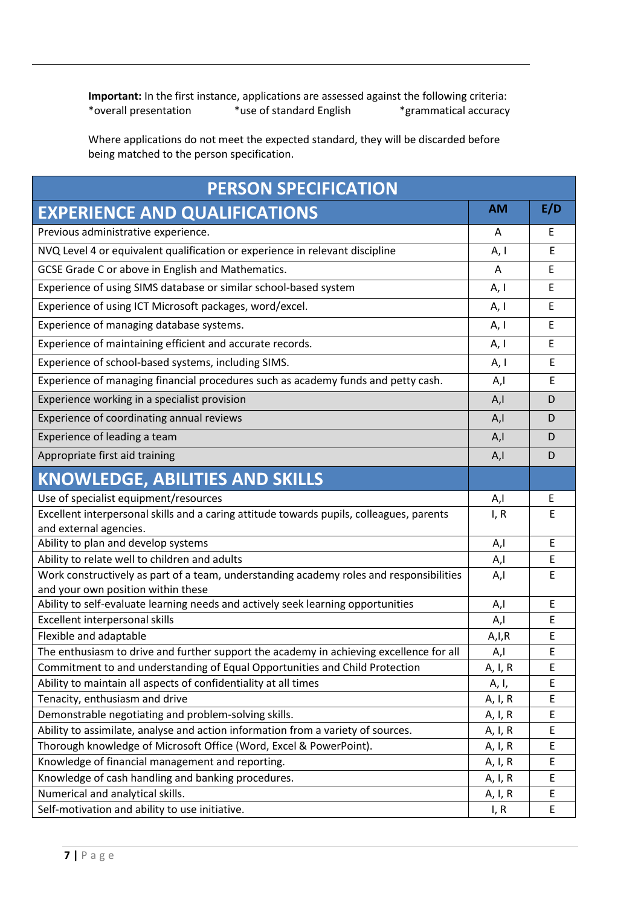**Important:** In the first instance, applications are assessed against the following criteria:
*overall presentation *use of standard English *grammatical accuracy

Where applications do not meet the expected standard, they will be discarded before being matched to the person specification.

| PERSON SPECIFICATION | | |
|---|---|---|
| **EXPERIENCE AND QUALIFICATIONS** | **AM** | **E/D** |
| Previous administrative experience. | A | E |
| NVQ Level 4 or equivalent qualification or experience in relevant discipline | A, I | E |
| GCSE Grade C or above in English and Mathematics. | A | E |
| Experience of using SIMS database or similar school-based system | A, I | E |
| Experience of using ICT Microsoft packages, word/excel. | A, I | E |
| Experience of managing database systems. | A, I | E |
| Experience of maintaining efficient and accurate records. | A, I | E |
| Experience of school-based systems, including SIMS. | A, I | E |
| Experience of managing financial procedures such as academy funds and petty cash. | A,I | E |
| Experience working in a specialist provision | A,I | D |
| Experience of coordinating annual reviews | A,I | D |
| Experience of leading a team | A,I | D |
| Appropriate first aid training | A,I | D |
| **KNOWLEDGE, ABILITIES AND SKILLS** | | |
| Use of specialist equipment/resources | A,I | E |
| Excellent interpersonal skills and a caring attitude towards pupils, colleagues, parents and external agencies. | I, R | E |
| Ability to plan and develop systems | A,I | E |
| Ability to relate well to children and adults | A,I | E |
| Work constructively as part of a team, understanding academy roles and responsibilities and your own position within these | A,I | E |
| Ability to self-evaluate learning needs and actively seek learning opportunities | A,I | E |
| Excellent interpersonal skills | A,I | E |
| Flexible and adaptable | A,I,R | E |
| The enthusiasm to drive and further support the academy in achieving excellence for all | A,I | E |
| Commitment to and understanding of Equal Opportunities and Child Protection | A, I, R | E |
| Ability to maintain all aspects of confidentiality at all times | A, I, | E |
| Tenacity, enthusiasm and drive | A, I, R | E |
| Demonstrable negotiating and problem-solving skills. | A, I, R | E |
| Ability to assimilate, analyse and action information from a variety of sources. | A, I, R | E |
| Thorough knowledge of Microsoft Office (Word, Excel & PowerPoint). | A, I, R | E |
| Knowledge of financial management and reporting. | A, I, R | E |
| Knowledge of cash handling and banking procedures. | A, I, R | E |
| Numerical and analytical skills. | A, I, R | E |
| Self-motivation and ability to use initiative. | I, R | E |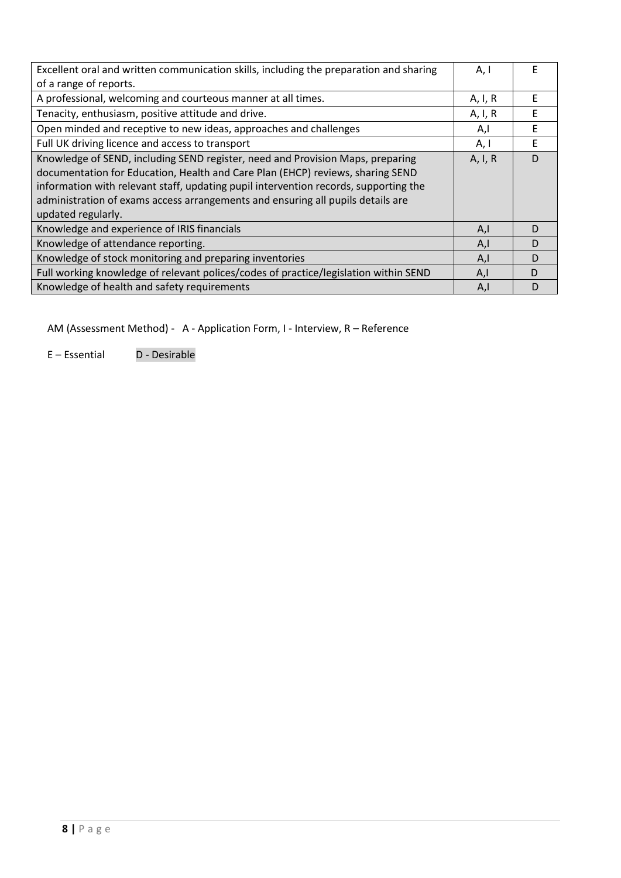| | | |
|---|---|---|
| Excellent oral and written communication skills, including the preparation and sharing of a range of reports. | A, I | E |
| A professional, welcoming and courteous manner at all times. | A, I, R | E |
| Tenacity, enthusiasm, positive attitude and drive. | A, I, R | E |
| Open minded and receptive to new ideas, approaches and challenges | A,I | E |
| Full UK driving licence and access to transport | A, I | E |
| Knowledge of SEND, including SEND register, need and Provision Maps, preparing documentation for Education, Health and Care Plan (EHCP) reviews, sharing SEND information with relevant staff, updating pupil intervention records, supporting the administration of exams access arrangements and ensuring all pupils details are updated regularly. | A, I, R | D |
| Knowledge and experience of IRIS financials | A,I | D |
| Knowledge of attendance reporting. | A,I | D |
| Knowledge of stock monitoring and preparing inventories | A,I | D |
| Full working knowledge of relevant polices/codes of practice/legislation within SEND | A,I | D |
| Knowledge of health and safety requirements | A,I | D |

AM (Assessment Method) - A - Application Form, I - Interview, R – Reference

E – Essential D - Desirable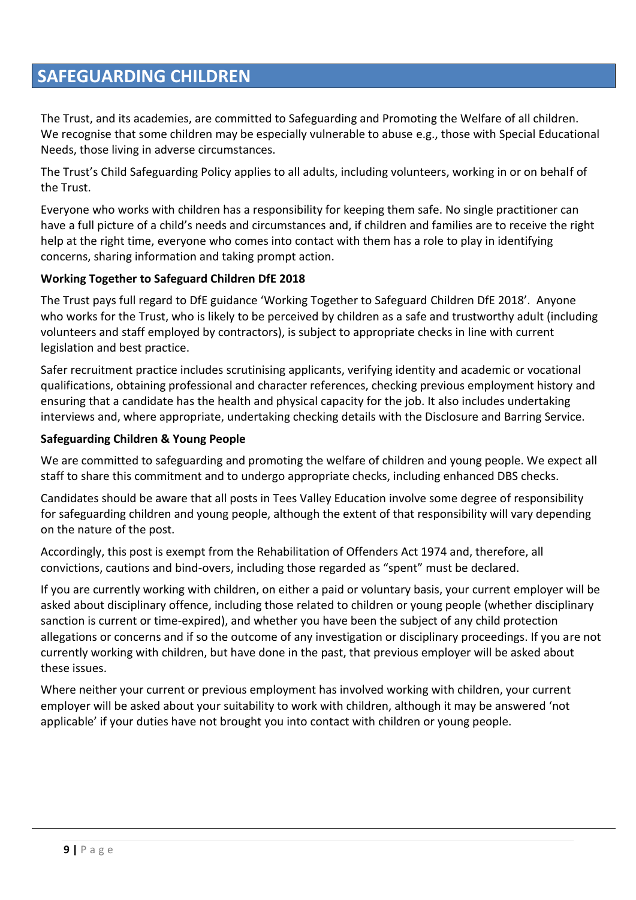# SAFEGUARDING CHILDREN

The Trust, and its academies, are committed to Safeguarding and Promoting the Welfare of all children. We recognise that some children may be especially vulnerable to abuse e.g., those with Special Educational Needs, those living in adverse circumstances.

The Trust's Child Safeguarding Policy applies to all adults, including volunteers, working in or on behalf of the Trust.

Everyone who works with children has a responsibility for keeping them safe. No single practitioner can have a full picture of a child's needs and circumstances and, if children and families are to receive the right help at the right time, everyone who comes into contact with them has a role to play in identifying concerns, sharing information and taking prompt action.

**Working Together to Safeguard Children DfE 2018**

The Trust pays full regard to DfE guidance 'Working Together to Safeguard Children DfE 2018'. Anyone who works for the Trust, who is likely to be perceived by children as a safe and trustworthy adult (including volunteers and staff employed by contractors), is subject to appropriate checks in line with current legislation and best practice.

Safer recruitment practice includes scrutinising applicants, verifying identity and academic or vocational qualifications, obtaining professional and character references, checking previous employment history and ensuring that a candidate has the health and physical capacity for the job. It also includes undertaking interviews and, where appropriate, undertaking checking details with the Disclosure and Barring Service.

**Safeguarding Children & Young People**

We are committed to safeguarding and promoting the welfare of children and young people. We expect all staff to share this commitment and to undergo appropriate checks, including enhanced DBS checks.

Candidates should be aware that all posts in Tees Valley Education involve some degree of responsibility for safeguarding children and young people, although the extent of that responsibility will vary depending on the nature of the post.

Accordingly, this post is exempt from the Rehabilitation of Offenders Act 1974 and, therefore, all convictions, cautions and bind-overs, including those regarded as "spent" must be declared.

If you are currently working with children, on either a paid or voluntary basis, your current employer will be asked about disciplinary offence, including those related to children or young people (whether disciplinary sanction is current or time-expired), and whether you have been the subject of any child protection allegations or concerns and if so the outcome of any investigation or disciplinary proceedings. If you are not currently working with children, but have done in the past, that previous employer will be asked about these issues.

Where neither your current or previous employment has involved working with children, your current employer will be asked about your suitability to work with children, although it may be answered 'not applicable' if your duties have not brought you into contact with children or young people.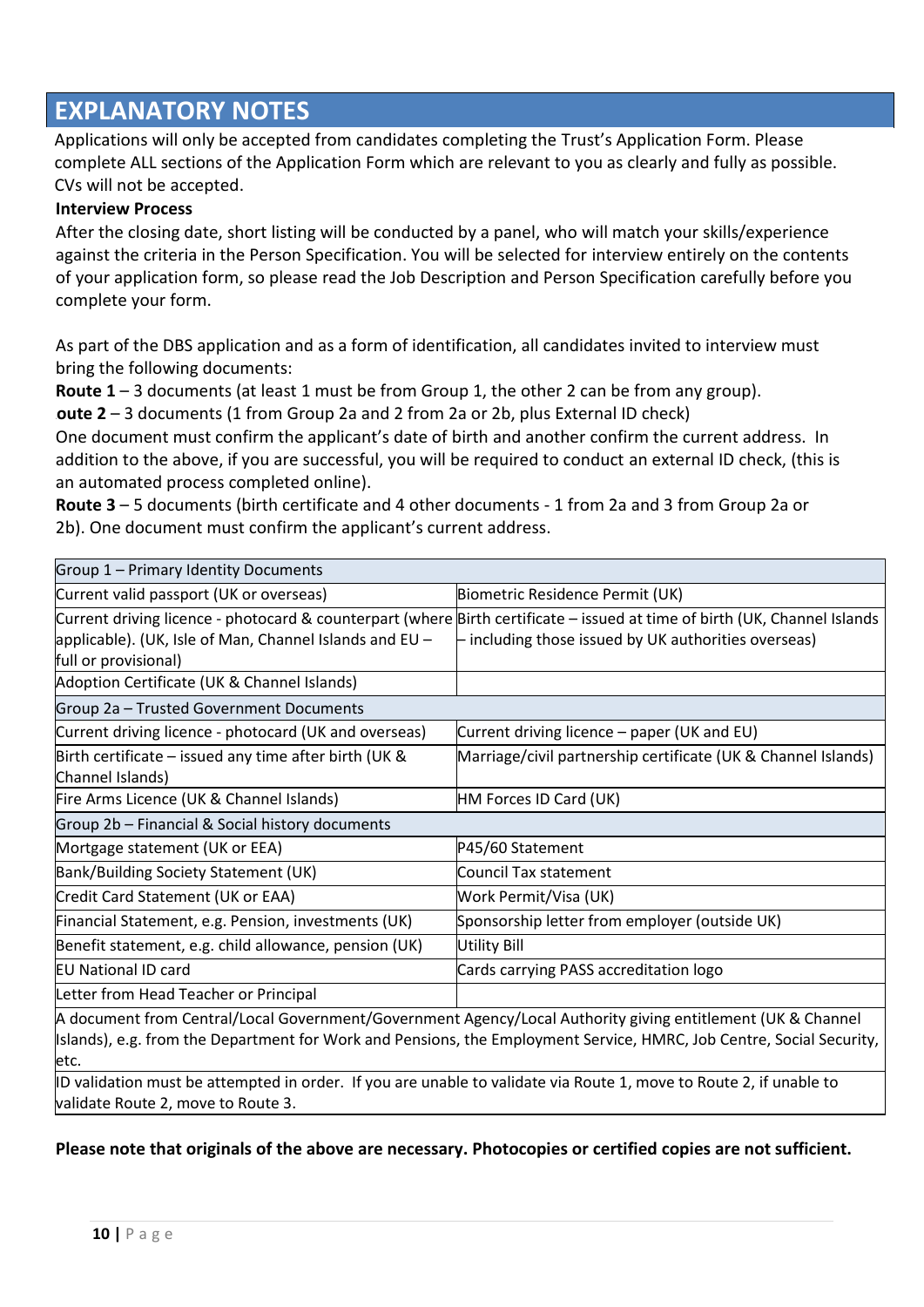# EXPLANATORY NOTES

Applications will only be accepted from candidates completing the Trust's Application Form. Please complete ALL sections of the Application Form which are relevant to you as clearly and fully as possible. CVs will not be accepted.

**Interview Process**

After the closing date, short listing will be conducted by a panel, who will match your skills/experience against the criteria in the Person Specification. You will be selected for interview entirely on the contents of your application form, so please read the Job Description and Person Specification carefully before you complete your form.

As part of the DBS application and as a form of identification, all candidates invited to interview must bring the following documents:

**Route 1** – 3 documents (at least 1 must be from Group 1, the other 2 can be from any group).

**oute 2** – 3 documents (1 from Group 2a and 2 from 2a or 2b, plus External ID check)

One document must confirm the applicant's date of birth and another confirm the current address. In addition to the above, if you are successful, you will be required to conduct an external ID check, (this is an automated process completed online).

**Route 3** – 5 documents (birth certificate and 4 other documents - 1 from 2a and 3 from Group 2a or 2b). One document must confirm the applicant's current address.

| Group 1 – Primary Identity Documents | |
|---|---|
| Current valid passport (UK or overseas) | Biometric Residence Permit (UK) |
| Current driving licence - photocard & counterpart (where applicable). (UK, Isle of Man, Channel Islands and EU – full or provisional) | Birth certificate – issued at time of birth (UK, Channel Islands – including those issued by UK authorities overseas) |
| Adoption Certificate (UK & Channel Islands) | |
| **Group 2a – Trusted Government Documents** | |
| Current driving licence - photocard (UK and overseas) | Current driving licence – paper (UK and EU) |
| Birth certificate – issued any time after birth (UK & Channel Islands) | Marriage/civil partnership certificate (UK & Channel Islands) |
| Fire Arms Licence (UK & Channel Islands) | HM Forces ID Card (UK) |
| **Group 2b – Financial & Social history documents** | |
| Mortgage statement (UK or EEA) | P45/60 Statement |
| Bank/Building Society Statement (UK) | Council Tax statement |
| Credit Card Statement (UK or EAA) | Work Permit/Visa (UK) |
| Financial Statement, e.g. Pension, investments (UK) | Sponsorship letter from employer (outside UK) |
| Benefit statement, e.g. child allowance, pension (UK) | Utility Bill |
| EU National ID card | Cards carrying PASS accreditation logo |
| Letter from Head Teacher or Principal | |
| A document from Central/Local Government/Government Agency/Local Authority giving entitlement (UK & Channel Islands), e.g. from the Department for Work and Pensions, the Employment Service, HMRC, Job Centre, Social Security, etc. | |
| ID validation must be attempted in order. If you are unable to validate via Route 1, move to Route 2, if unable to validate Route 2, move to Route 3. | |

**Please note that originals of the above are necessary. Photocopies or certified copies are not sufficient.**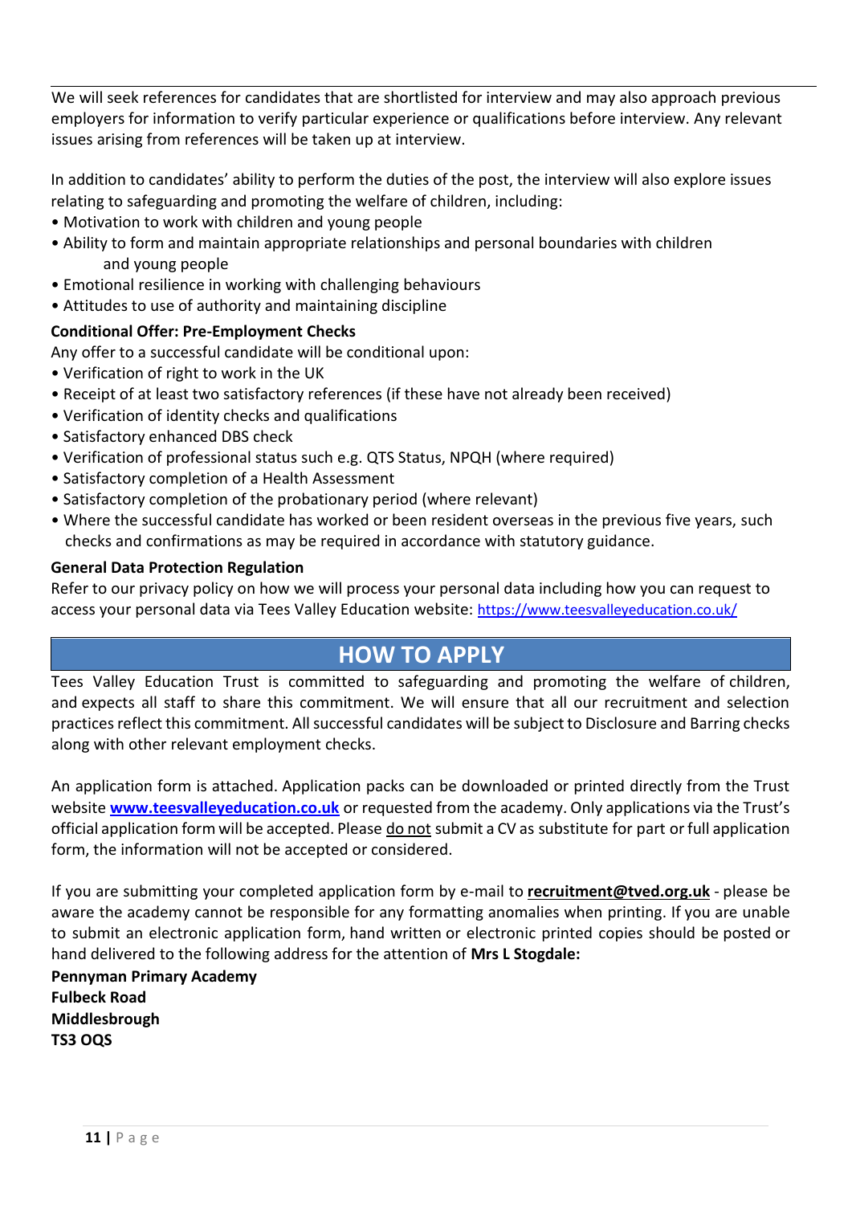We will seek references for candidates that are shortlisted for interview and may also approach previous employers for information to verify particular experience or qualifications before interview. Any relevant issues arising from references will be taken up at interview.

In addition to candidates' ability to perform the duties of the post, the interview will also explore issues relating to safeguarding and promoting the welfare of children, including:

- Motivation to work with children and young people
- Ability to form and maintain appropriate relationships and personal boundaries with children and young people
- Emotional resilience in working with challenging behaviours
- Attitudes to use of authority and maintaining discipline

**Conditional Offer: Pre-Employment Checks**

Any offer to a successful candidate will be conditional upon:

- Verification of right to work in the UK
- Receipt of at least two satisfactory references (if these have not already been received)
- Verification of identity checks and qualifications
- Satisfactory enhanced DBS check
- Verification of professional status such e.g. QTS Status, NPQH (where required)
- Satisfactory completion of a Health Assessment
- Satisfactory completion of the probationary period (where relevant)
- Where the successful candidate has worked or been resident overseas in the previous five years, such checks and confirmations as may be required in accordance with statutory guidance.

**General Data Protection Regulation**

Refer to our privacy policy on how we will process your personal data including how you can request to access your personal data via Tees Valley Education website: https://www.teesvalleyeducation.co.uk/

## HOW TO APPLY

Tees Valley Education Trust is committed to safeguarding and promoting the welfare of children, and expects all staff to share this commitment. We will ensure that all our recruitment and selection practices reflect this commitment. All successful candidates will be subject to Disclosure and Barring checks along with other relevant employment checks.

An application form is attached. Application packs can be downloaded or printed directly from the Trust website **www.teesvalleyeducation.co.uk** or requested from the academy. Only applications via the Trust's official application form will be accepted. Please do not submit a CV as substitute for part or full application form, the information will not be accepted or considered.

If you are submitting your completed application form by e-mail to **recruitment@tved.org.uk** - please be aware the academy cannot be responsible for any formatting anomalies when printing. If you are unable to submit an electronic application form, hand written or electronic printed copies should be posted or hand delivered to the following address for the attention of **Mrs L Stogdale:**

**Pennyman Primary Academy**
**Fulbeck Road**
**Middlesbrough**
**TS3 OQS**